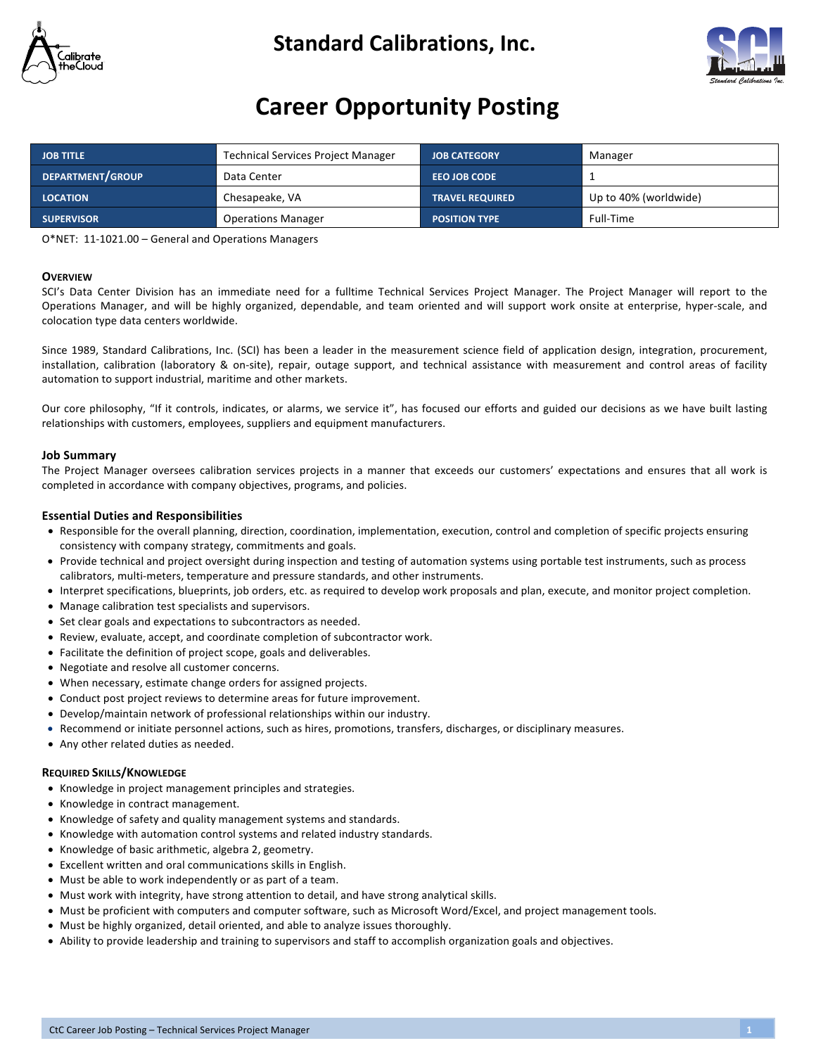# Standard Calibrations, Inc.

# Career Opportunity Posting

| JOB TITLE | Technical Services Project Manager | JOB CATEGORY | Manager |
|---|---|---|---|
| DEPARTMENT/GROUP | Data Center | EEO JOB CODE | 1 |
| LOCATION | Chesapeake, VA | TRAVEL REQUIRED | Up to 40% (worldwide) |
| SUPERVISOR | Operations Manager | POSITION TYPE | Full-Time |

O*NET: 11-1021.00 – General and Operations Managers

### Overview

SCI's Data Center Division has an immediate need for a fulltime Technical Services Project Manager. The Project Manager will report to the Operations Manager, and will be highly organized, dependable, and team oriented and will support work onsite at enterprise, hyper-scale, and colocation type data centers worldwide.

Since 1989, Standard Calibrations, Inc. (SCI) has been a leader in the measurement science field of application design, integration, procurement, installation, calibration (laboratory & on-site), repair, outage support, and technical assistance with measurement and control areas of facility automation to support industrial, maritime and other markets.

Our core philosophy, "If it controls, indicates, or alarms, we service it", has focused our efforts and guided our decisions as we have built lasting relationships with customers, employees, suppliers and equipment manufacturers.

### Job Summary

The Project Manager oversees calibration services projects in a manner that exceeds our customers' expectations and ensures that all work is completed in accordance with company objectives, programs, and policies.

### Essential Duties and Responsibilities

- Responsible for the overall planning, direction, coordination, implementation, execution, control and completion of specific projects ensuring consistency with company strategy, commitments and goals.
- Provide technical and project oversight during inspection and testing of automation systems using portable test instruments, such as process calibrators, multi-meters, temperature and pressure standards, and other instruments.
- Interpret specifications, blueprints, job orders, etc. as required to develop work proposals and plan, execute, and monitor project completion.
- Manage calibration test specialists and supervisors.
- Set clear goals and expectations to subcontractors as needed.
- Review, evaluate, accept, and coordinate completion of subcontractor work.
- Facilitate the definition of project scope, goals and deliverables.
- Negotiate and resolve all customer concerns.
- When necessary, estimate change orders for assigned projects.
- Conduct post project reviews to determine areas for future improvement.
- Develop/maintain network of professional relationships within our industry.
- Recommend or initiate personnel actions, such as hires, promotions, transfers, discharges, or disciplinary measures.
- Any other related duties as needed.

### Required Skills/Knowledge

- Knowledge in project management principles and strategies.
- Knowledge in contract management.
- Knowledge of safety and quality management systems and standards.
- Knowledge with automation control systems and related industry standards.
- Knowledge of basic arithmetic, algebra 2, geometry.
- Excellent written and oral communications skills in English.
- Must be able to work independently or as part of a team.
- Must work with integrity, have strong attention to detail, and have strong analytical skills.
- Must be proficient with computers and computer software, such as Microsoft Word/Excel, and project management tools.
- Must be highly organized, detail oriented, and able to analyze issues thoroughly.
- Ability to provide leadership and training to supervisors and staff to accomplish organization goals and objectives.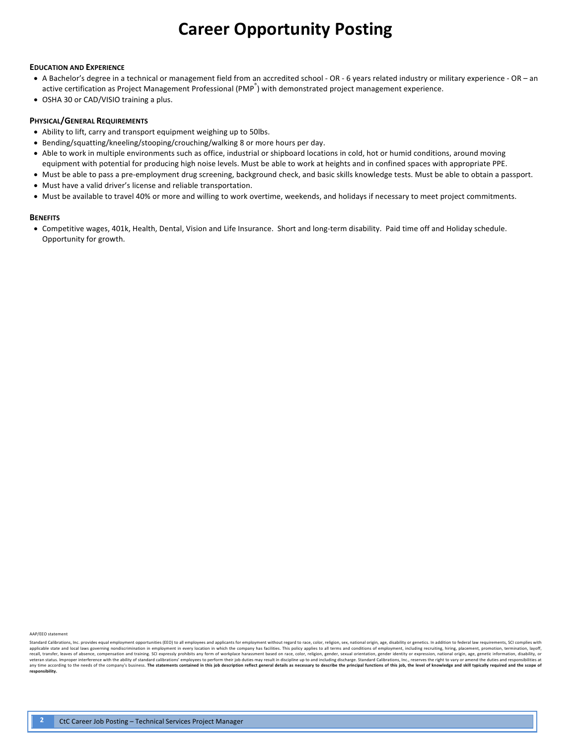# Career Opportunity Posting

**Education and Experience**

- A Bachelor's degree in a technical or management field from an accredited school - OR - 6 years related industry or military experience - OR – an active certification as Project Management Professional (PMP®) with demonstrated project management experience.
- OSHA 30 or CAD/VISIO training a plus.

**Physical/General Requirements**

- Ability to lift, carry and transport equipment weighing up to 50lbs.
- Bending/squatting/kneeling/stooping/crouching/walking 8 or more hours per day.
- Able to work in multiple environments such as office, industrial or shipboard locations in cold, hot or humid conditions, around moving equipment with potential for producing high noise levels. Must be able to work at heights and in confined spaces with appropriate PPE.
- Must be able to pass a pre-employment drug screening, background check, and basic skills knowledge tests. Must be able to obtain a passport.
- Must have a valid driver's license and reliable transportation.
- Must be available to travel 40% or more and willing to work overtime, weekends, and holidays if necessary to meet project commitments.

**Benefits**

- Competitive wages, 401k, Health, Dental, Vision and Life Insurance. Short and long-term disability. Paid time off and Holiday schedule. Opportunity for growth.

AAP/EEO statement

Standard Calibrations, Inc. provides equal employment opportunities (EEO) to all employees and applicants for employment without regard to race, color, religion, sex, national origin, age, disability or genetics. In addition to federal law requirements, SCI complies with applicable state and local laws governing nondiscrimination in employment in every location in which the company has facilities. This policy applies to all terms and conditions of employment, including recruiting, hiring, placement, promotion, termination, layoff, recall, transfer, leaves of absence, compensation and training. SCI expressly prohibits any form of workplace harassment based on race, color, religion, gender, sexual orientation, gender identity or expression, national origin, age, genetic information, disability, or veteran status. Improper interference with the ability of standard calibrations' employees to perform their job duties may result in discipline up to and including discharge. Standard Calibrations, Inc., reserves the right to vary or amend the duties and responsibilities at any time according to the needs of the company's business. **The statements contained in this job description reflect general details as necessary to describe the principal functions of this job, the level of knowledge and skill typically required and the scope of responsibility.**